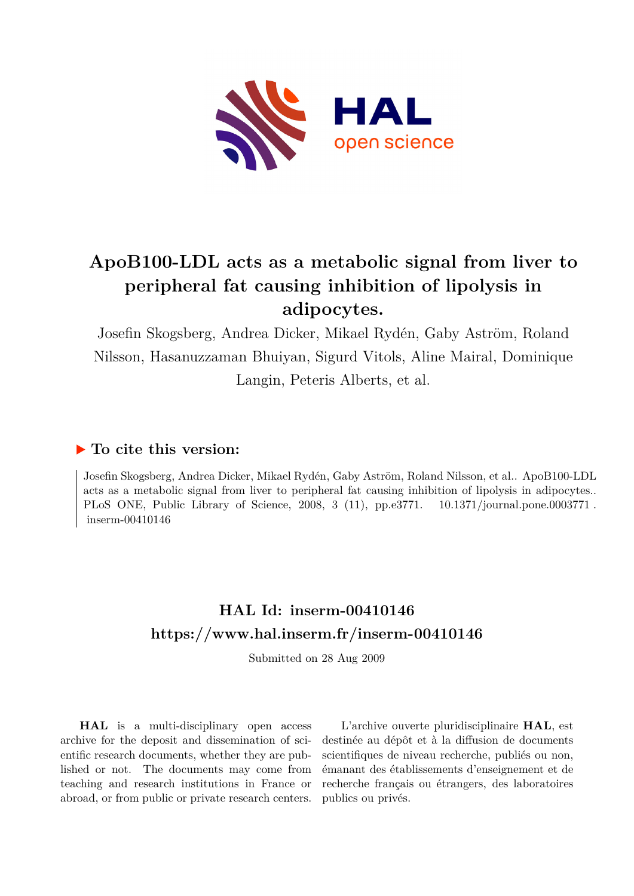# ApoB100-LDL acts as a metabolic signal from liver to peripheral fat causing inhibition of lipolysis in adipocytes.

Josefin Skogsberg, Andrea Dicker, Mikael Rydén, Gaby Aström, Roland Nilsson, Hasanuzzaman Bhuiyan, Sigurd Vitols, Aline Mairal, Dominique Langin, Peteris Alberts, et al.

## ▶ To cite this version:

Josefin Skogsberg, Andrea Dicker, Mikael Rydén, Gaby Aström, Roland Nilsson, et al.. ApoB100-LDL acts as a metabolic signal from liver to peripheral fat causing inhibition of lipolysis in adipocytes.. PLoS ONE, Public Library of Science, 2008, 3 (11), pp.e3771. 10.1371/journal.pone.0003771 . inserm-00410146

## HAL Id: inserm-00410146
## https://www.hal.inserm.fr/inserm-00410146

Submitted on 28 Aug 2009

**HAL** is a multi-disciplinary open access archive for the deposit and dissemination of scientific research documents, whether they are published or not. The documents may come from teaching and research institutions in France or abroad, or from public or private research centers.

L'archive ouverte pluridisciplinaire **HAL**, est destinée au dépôt et à la diffusion de documents scientifiques de niveau recherche, publiés ou non, émanant des établissements d'enseignement et de recherche français ou étrangers, des laboratoires publics ou privés.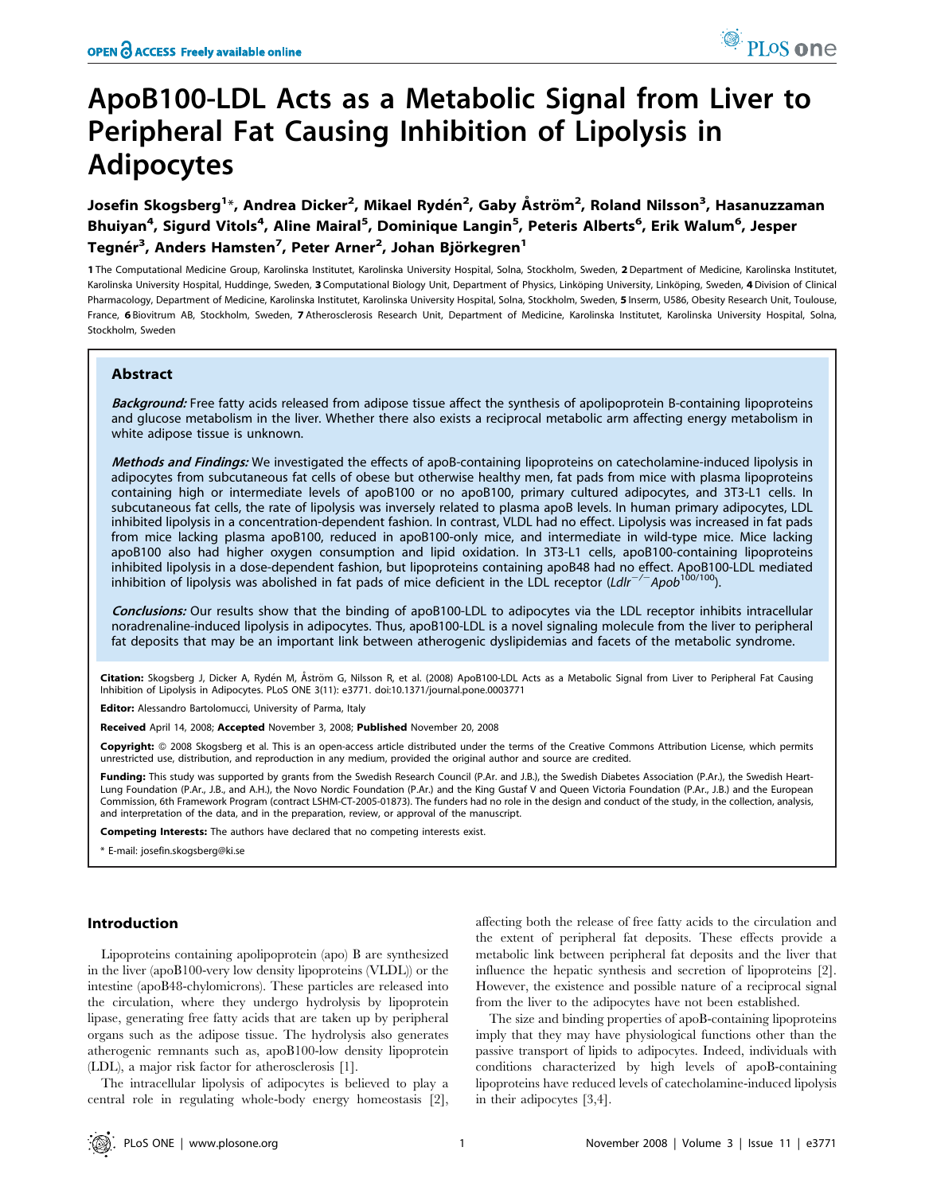# ApoB100-LDL Acts as a Metabolic Signal from Liver to Peripheral Fat Causing Inhibition of Lipolysis in Adipocytes

**Josefin Skogsberg[1]*, Andrea Dicker[2], Mikael Rydén[2], Gaby Åström[2], Roland Nilsson[3], Hasanuzzaman Bhuiyan[4], Sigurd Vitols[4], Aline Mairal[5], Dominique Langin[5], Peteris Alberts[6], Erik Walum[6], Jesper Tegnér[3], Anders Hamsten[7], Peter Arner[2], Johan Björkegren[1]**

**1** The Computational Medicine Group, Karolinska Institutet, Karolinska University Hospital, Solna, Stockholm, Sweden, **2** Department of Medicine, Karolinska Institutet, Karolinska University Hospital, Huddinge, Sweden, **3** Computational Biology Unit, Department of Physics, Linköping University, Linköping, Sweden, **4** Division of Clinical Pharmacology, Department of Medicine, Karolinska Institutet, Karolinska University Hospital, Solna, Stockholm, Sweden, **5** Inserm, U586, Obesity Research Unit, Toulouse, France, **6** Biovitrum AB, Stockholm, Sweden, **7** Atherosclerosis Research Unit, Department of Medicine, Karolinska Institutet, Karolinska University Hospital, Solna, Stockholm, Sweden

## Abstract

***Background:*** Free fatty acids released from adipose tissue affect the synthesis of apolipoprotein B-containing lipoproteins and glucose metabolism in the liver. Whether there also exists a reciprocal metabolic arm affecting energy metabolism in white adipose tissue is unknown.

***Methods and Findings:*** We investigated the effects of apoB-containing lipoproteins on catecholamine-induced lipolysis in adipocytes from subcutaneous fat cells of obese but otherwise healthy men, fat pads from mice with plasma lipoproteins containing high or intermediate levels of apoB100 or no apoB100, primary cultured adipocytes, and 3T3-L1 cells. In subcutaneous fat cells, the rate of lipolysis was inversely related to plasma apoB levels. In human primary adipocytes, LDL inhibited lipolysis in a concentration-dependent fashion. In contrast, VLDL had no effect. Lipolysis was increased in fat pads from mice lacking plasma apoB100, reduced in apoB100-only mice, and intermediate in wild-type mice. Mice lacking apoB100 also had higher oxygen consumption and lipid oxidation. In 3T3-L1 cells, apoB100-containing lipoproteins inhibited lipolysis in a dose-dependent fashion, but lipoproteins containing apoB48 had no effect. ApoB100-LDL mediated inhibition of lipolysis was abolished in fat pads of mice deficient in the LDL receptor ($Ldlr^{-/-}Apob^{100/100}$).

***Conclusions:*** Our results show that the binding of apoB100-LDL to adipocytes via the LDL receptor inhibits intracellular noradrenaline-induced lipolysis in adipocytes. Thus, apoB100-LDL is a novel signaling molecule from the liver to peripheral fat deposits that may be an important link between atherogenic dyslipidemias and facets of the metabolic syndrome.

**Citation:** Skogsberg J, Dicker A, Rydén M, Åström G, Nilsson R, et al. (2008) ApoB100-LDL Acts as a Metabolic Signal from Liver to Peripheral Fat Causing Inhibition of Lipolysis in Adipocytes. PLoS ONE 3(11): e3771. doi:10.1371/journal.pone.0003771

**Editor:** Alessandro Bartolomucci, University of Parma, Italy

**Received** April 14, 2008; **Accepted** November 3, 2008; **Published** November 20, 2008

**Copyright:** © 2008 Skogsberg et al. This is an open-access article distributed under the terms of the Creative Commons Attribution License, which permits unrestricted use, distribution, and reproduction in any medium, provided the original author and source are credited.

**Funding:** This study was supported by grants from the Swedish Research Council (P.Ar. and J.B.), the Swedish Diabetes Association (P.Ar.), the Swedish Heart-Lung Foundation (P.Ar., J.B., and A.H.), the Novo Nordic Foundation (P.Ar.) and the King Gustaf V and Queen Victoria Foundation (P.Ar., J.B.) and the European Commission, 6th Framework Program (contract LSHM-CT-2005-01873). The funders had no role in the design and conduct of the study, in the collection, analysis, and interpretation of the data, and in the preparation, review, or approval of the manuscript.

**Competing Interests:** The authors have declared that no competing interests exist.

* E-mail: josefin.skogsberg@ki.se

## Introduction

Lipoproteins containing apolipoprotein (apo) B are synthesized in the liver (apoB100-very low density lipoproteins (VLDL)) or the intestine (apoB48-chylomicrons). These particles are released into the circulation, where they undergo hydrolysis by lipoprotein lipase, generating free fatty acids that are taken up by peripheral organs such as the adipose tissue. The hydrolysis also generates atherogenic remnants such as, apoB100-low density lipoprotein (LDL), a major risk factor for atherosclerosis [1].

The intracellular lipolysis of adipocytes is believed to play a central role in regulating whole-body energy homeostasis [2], affecting both the release of free fatty acids to the circulation and the extent of peripheral fat deposits. These effects provide a metabolic link between peripheral fat deposits and the liver that influence the hepatic synthesis and secretion of lipoproteins [2]. However, the existence and possible nature of a reciprocal signal from the liver to the adipocytes have not been established.

The size and binding properties of apoB-containing lipoproteins imply that they may have physiological functions other than the passive transport of lipids to adipocytes. Indeed, individuals with conditions characterized by high levels of apoB-containing lipoproteins have reduced levels of catecholamine-induced lipolysis in their adipocytes [3,4].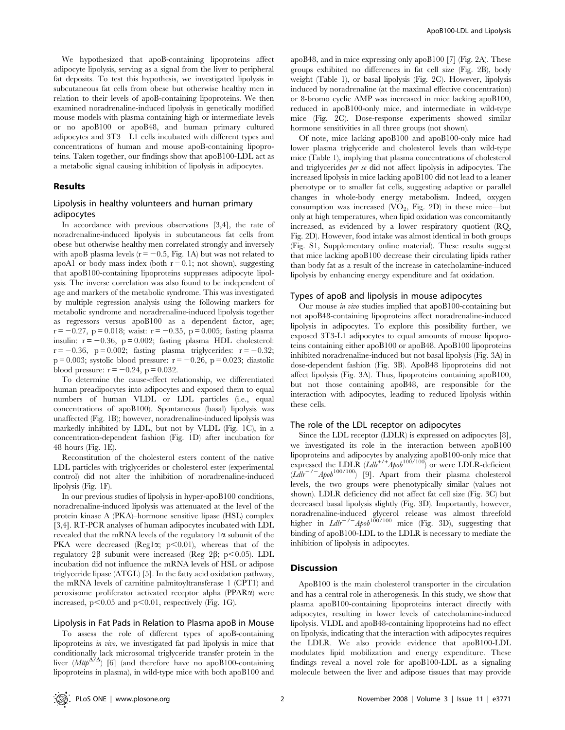We hypothesized that apoB-containing lipoproteins affect adipocyte lipolysis, serving as a signal from the liver to peripheral fat deposits. To test this hypothesis, we investigated lipolysis in subcutaneous fat cells from obese but otherwise healthy men in relation to their levels of apoB-containing lipoproteins. We then examined noradrenaline-induced lipolysis in genetically modified mouse models with plasma containing high or intermediate levels or no apoB100 or apoB48, and human primary cultured adipocytes and 3T3—L1 cells incubated with different types and concentrations of human and mouse apoB-containing lipoproteins. Taken together, our findings show that apoB100-LDL act as a metabolic signal causing inhibition of lipolysis in adipocytes.

## Results

### Lipolysis in healthy volunteers and human primary adipocytes

In accordance with previous observations [3,4], the rate of noradrenaline-induced lipolysis in subcutaneous fat cells from obese but otherwise healthy men correlated strongly and inversely with apoB plasma levels ($r = -0.5$, Fig. 1A) but was not related to apoA1 or body mass index (both $r = 0.1$; not shown), suggesting that apoB100-containing lipoproteins suppresses adipocyte lipolysis. The inverse correlation was also found to be independent of age and markers of the metabolic syndrome. This was investigated by multiple regression analysis using the following markers for metabolic syndrome and noradrenaline-induced lipolysis together as regressors versus apoB100 as a dependent factor, age; $r = -0.27$, $p = 0.018$; waist: $r = -0.35$, $p = 0.005$; fasting plasma insulin: $r = -0.36$, $p = 0.002$; fasting plasma HDL cholesterol: $r = -0.36$, $p = 0.002$; fasting plasma triglycerides: $r = -0.32$; $p = 0.003$; systolic blood pressure: $r = -0.26$, $p = 0.023$; diastolic blood pressure: $r = -0.24$, $p = 0.032$.

To determine the cause-effect relationship, we differentiated human preadipocytes into adipocytes and exposed them to equal numbers of human VLDL or LDL particles (i.e., equal concentrations of apoB100). Spontaneous (basal) lipolysis was unaffected (Fig. 1B); however, noradrenaline-induced lipolysis was markedly inhibited by LDL, but not by VLDL (Fig. 1C), in a concentration-dependent fashion (Fig. 1D) after incubation for 48 hours (Fig. 1E).

Reconstitution of the cholesterol esters content of the native LDL particles with triglycerides or cholesterol ester (experimental control) did not alter the inhibition of noradrenaline-induced lipolysis (Fig. 1F).

In our previous studies of lipolysis in hyper-apoB100 conditions, noradrenaline-induced lipolysis was attenuated at the level of the protein kinase A (PKA)–hormone sensitive lipase (HSL) complex [3,4]. RT-PCR analyses of human adipocytes incubated with LDL revealed that the mRNA levels of the regulatory 1α subunit of the PKA were decreased (Reg1α; $p<0.01$), whereas that of the regulatory 2β subunit were increased (Reg 2β; $p<0.05$). LDL incubation did not influence the mRNA levels of HSL or adipose triglyceride lipase (ATGL) [5]. In the fatty acid oxidation pathway, the mRNA levels of carnitine palmitoyltransferase 1 (CPT1) and peroxisome proliferator activated receptor alpha (PPARα) were increased, $p<0.05$ and $p<0.01$, respectively (Fig. 1G).

### Lipolysis in Fat Pads in Relation to Plasma apoB in Mouse

To assess the role of different types of apoB-containing lipoproteins *in vivo*, we investigated fat pad lipolysis in mice that conditionally lack microsomal triglyceride transfer protein in the liver ($Mttp^{\Delta/\Delta}$) [6] (and therefore have no apoB100-containing lipoproteins in plasma), in wild-type mice with both apoB100 and apoB48, and in mice expressing only apoB100 [7] (Fig. 2A). These groups exhibited no differences in fat cell size (Fig. 2B), body weight (Table 1), or basal lipolysis (Fig. 2C). However, lipolysis induced by noradrenaline (at the maximal effective concentration) or 8-bromo cyclic AMP was increased in mice lacking apoB100, reduced in apoB100-only mice, and intermediate in wild-type mice (Fig. 2C). Dose-response experiments showed similar hormone sensitivities in all three groups (not shown).

Of note, mice lacking apoB100 and apoB100-only mice had lower plasma triglyceride and cholesterol levels than wild-type mice (Table 1), implying that plasma concentrations of cholesterol and triglycerides *per se* did not affect lipolysis in adipocytes. The increased lipolysis in mice lacking apoB100 did not lead to a leaner phenotype or to smaller fat cells, suggesting adaptive or parallel changes in whole-body energy metabolism. Indeed, oxygen consumption was increased ($VO_2$, Fig. 2D) in these mice—but only at high temperatures, when lipid oxidation was concomitantly increased, as evidenced by a lower respiratory quotient (RQ, Fig. 2D). However, food intake was almost identical in both groups (Fig. S1, Supplementary online material). These results suggest that mice lacking apoB100 decrease their circulating lipids rather than body fat as a result of the increase in catecholamine-induced lipolysis by enhancing energy expenditure and fat oxidation.

### Types of apoB and lipolysis in mouse adipocytes

Our mouse *in vivo* studies implied that apoB100-containing but not apoB48-containing lipoproteins affect noradrenaline-induced lipolysis in adipocytes. To explore this possibility further, we exposed 3T3-L1 adipocytes to equal amounts of mouse lipoproteins containing either apoB100 or apoB48. ApoB100 lipoproteins inhibited noradrenaline-induced but not basal lipolysis (Fig. 3A) in dose-dependent fashion (Fig. 3B). ApoB48 lipoproteins did not affect lipolysis (Fig. 3A). Thus, lipoproteins containing apoB100, but not those containing apoB48, are responsible for the interaction with adipocytes, leading to reduced lipolysis within these cells.

### The role of the LDL receptor on adipocytes

Since the LDL receptor (LDLR) is expressed on adipocytes [8], we investigated its role in the interaction between apoB100 lipoproteins and adipocytes by analyzing apoB100-only mice that expressed the LDLR ($Ldlr^{+/+}Apob^{100/100}$) or were LDLR-deficient ($Ldlr^{-/-}Apob^{100/100}$) [9]. Apart from their plasma cholesterol levels, the two groups were phenotypically similar (values not shown). LDLR deficiency did not affect fat cell size (Fig. 3C) but decreased basal lipolysis slightly (Fig. 3D). Importantly, however, noradrenaline-induced glycerol release was almost threefold higher in $Ldlr^{-/-}Apob^{100/100}$ mice (Fig. 3D), suggesting that binding of apoB100-LDL to the LDLR is necessary to mediate the inhibition of lipolysis in adipocytes.

## Discussion

ApoB100 is the main cholesterol transporter in the circulation and has a central role in atherogenesis. In this study, we show that plasma apoB100-containing lipoproteins interact directly with adipocytes, resulting in lower levels of catecholamine-induced lipolysis. VLDL and apoB48-containing lipoproteins had no effect on lipolysis, indicating that the interaction with adipocytes requires the LDLR. We also provide evidence that apoB100-LDL modulates lipid mobilization and energy expenditure. These findings reveal a novel role for apoB100-LDL as a signaling molecule between the liver and adipose tissues that may provide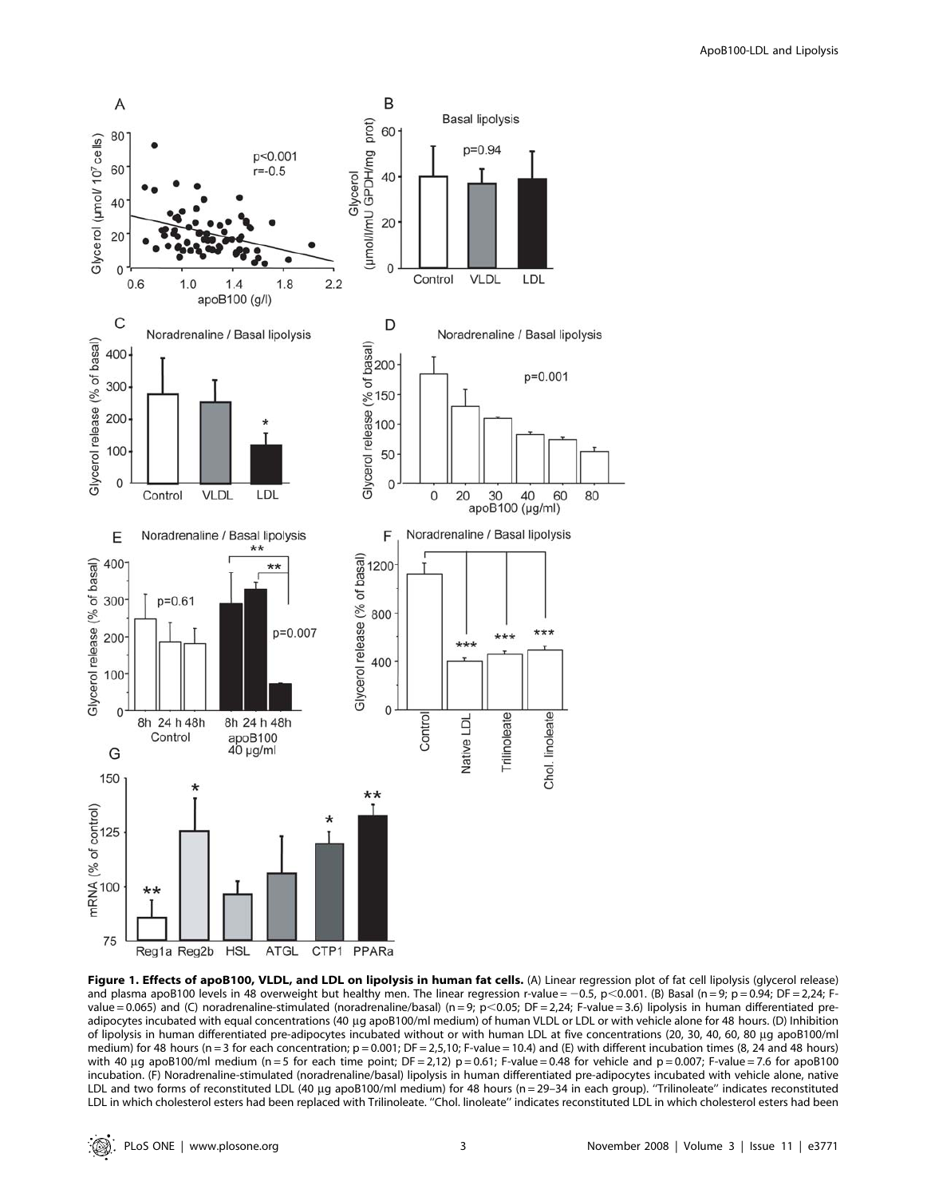**Figure 1. Effects of apoB100, VLDL, and LDL on lipolysis in human fat cells.** (A) Linear regression plot of fat cell lipolysis (glycerol release) and plasma apoB100 levels in 48 overweight but healthy men. The linear regression r-value = −0.5, $p<0.001$. (B) Basal (n = 9; p = 0.94; DF = 2,24; F-value = 0.065) and (C) noradrenaline-stimulated (noradrenaline/basal) (n = 9; $p<0.05$; DF = 2,24; F-value = 3.6) lipolysis in human differentiated pre-adipocytes incubated with equal concentrations (40 µg apoB100/ml medium) of human VLDL or LDL or with vehicle alone for 48 hours. (D) Inhibition of lipolysis in human differentiated pre-adipocytes incubated without or with human LDL at five concentrations (20, 30, 40, 60, 80 µg apoB100/ml medium) for 48 hours (n = 3 for each concentration; p = 0.001; DF = 2,5,10; F-value = 10.4) and (E) with different incubation times (8, 24 and 48 hours) with 40 µg apoB100/ml medium (n = 5 for each time point; DF = 2,12) p = 0.61; F-value = 0.48 for vehicle and p = 0.007; F-value = 7.6 for apoB100 incubation. (F) Noradrenaline-stimulated (noradrenaline/basal) lipolysis in human differentiated pre-adipocytes incubated with vehicle alone, native LDL and two forms of reconstituted LDL (40 µg apoB100/ml medium) for 48 hours (n = 29–34 in each group). ''Trilinoleate'' indicates reconstituted LDL in which cholesterol esters had been replaced with Trilinoleate. ''Chol. linoleate'' indicates reconstituted LDL in which cholesterol esters had been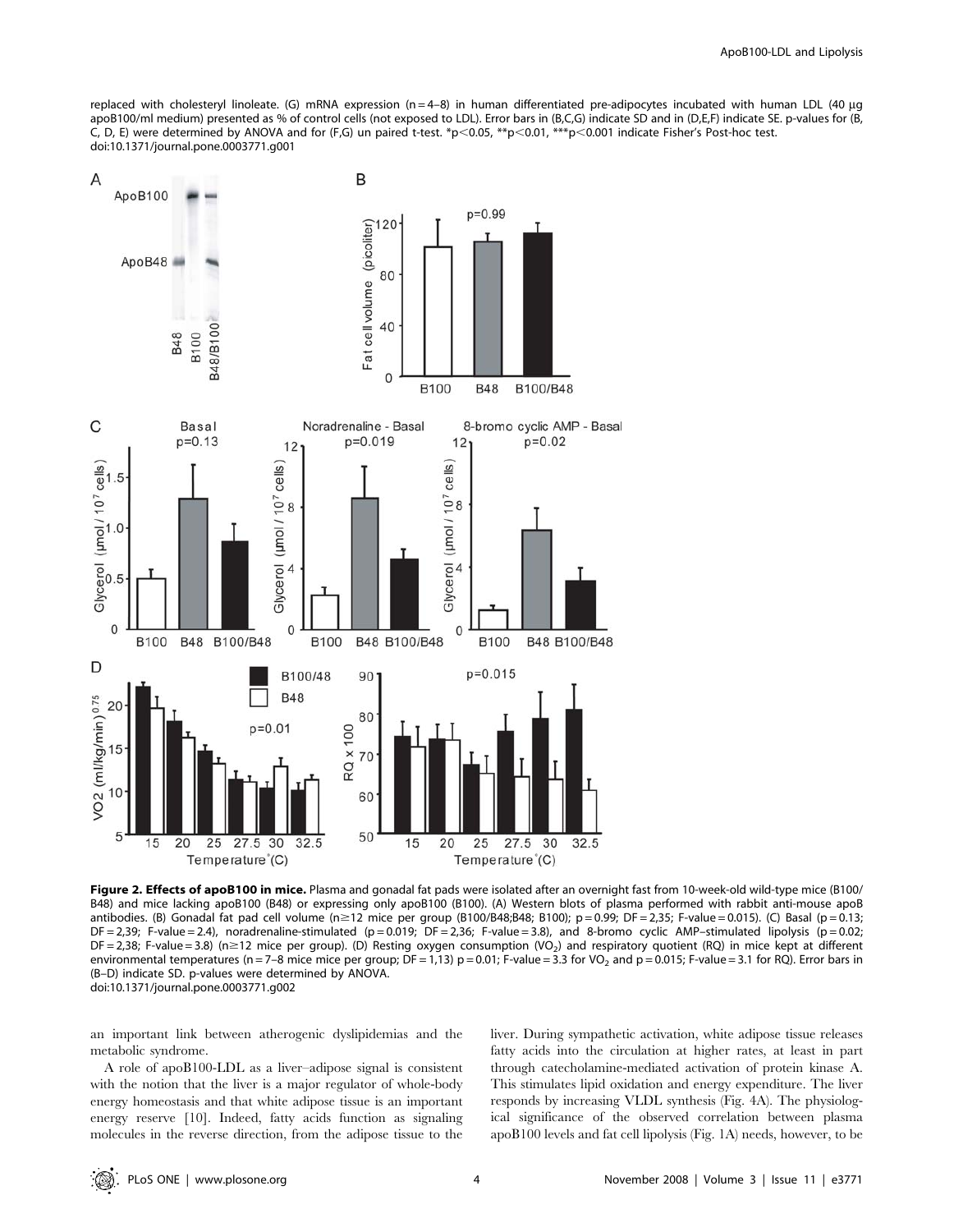replaced with cholesteryl linoleate. (G) mRNA expression (n = 4–8) in human differentiated pre-adipocytes incubated with human LDL (40 μg apoB100/ml medium) presented as % of control cells (not exposed to LDL). Error bars in (B,C,G) indicate SD and in (D,E,F) indicate SE. p-values for (B, C, D, E) were determined by ANOVA and for (F,G) un paired t-test. *p<0.05, **p<0.01, ***p<0.001 indicate Fisher's Post-hoc test.
doi:10.1371/journal.pone.0003771.g001

**Figure 2. Effects of apoB100 in mice.** Plasma and gonadal fat pads were isolated after an overnight fast from 10-week-old wild-type mice (B100/B48) and mice lacking apoB100 (B48) or expressing only apoB100 (B100). (A) Western blots of plasma performed with rabbit anti-mouse apoB antibodies. (B) Gonadal fat pad cell volume (n≥12 mice per group (B100/B48;B48; B100)); p = 0.99; DF = 2,35; F-value = 0.015). (C) Basal (p = 0.13; DF = 2,39; F-value = 2.4), noradrenaline-stimulated (p = 0.019; DF = 2,36; F-value = 3.8), and 8-bromo cyclic AMP–stimulated lipolysis (p = 0.02; DF = 2,38; F-value = 3.8) (n≥12 mice per group). (D) Resting oxygen consumption ($VO_2$) and respiratory quotient (RQ) in mice kept at different environmental temperatures (n = 7–8 mice mice per group; DF = 1,13) p = 0.01; F-value = 3.3 for $VO_2$ and p = 0.015; F-value = 3.1 for RQ). Error bars in (B–D) indicate SD. p-values were determined by ANOVA.
doi:10.1371/journal.pone.0003771.g002

an important link between atherogenic dyslipidemias and the metabolic syndrome.

A role of apoB100-LDL as a liver–adipose signal is consistent with the notion that the liver is a major regulator of whole-body energy homeostasis and that white adipose tissue is an important energy reserve [10]. Indeed, fatty acids function as signaling molecules in the reverse direction, from the adipose tissue to the liver. During sympathetic activation, white adipose tissue releases fatty acids into the circulation at higher rates, at least in part through catecholamine-mediated activation of protein kinase A. This stimulates lipid oxidation and energy expenditure. The liver responds by increasing VLDL synthesis (Fig. 4A). The physiological significance of the observed correlation between plasma apoB100 levels and fat cell lipolysis (Fig. 1A) needs, however, to be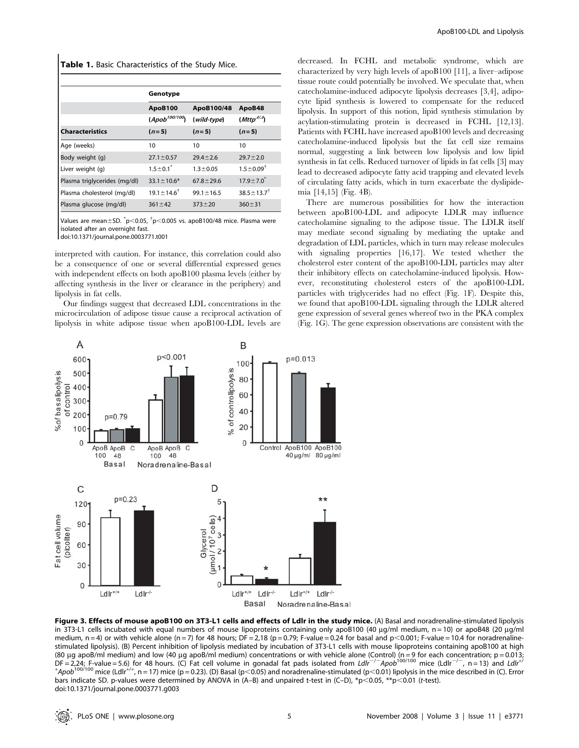**Table 1.** Basic Characteristics of the Study Mice.

| | Genotype | | |
|---|---|---|---|
| | ApoB100 | ApoB100/48 | ApoB48 |
| | (*Apob*$^{100/100}$) | (*wild-type*) | (*Mttp*$^{\Delta/\Delta}$) |
| **Characteristics** | **(n = 5)** | **(n = 5)** | **(n = 5)** |
| Age (weeks) | 10 | 10 | 10 |
| Body weight (g) | 27.1±0.57 | 29.4±2.6 | 29.7±2.0 |
| Liver weight (g) | 1.5±0.1* | 1.3±0.05 | 1.5±0.09† |
| Plasma triglycerides (mg/dl) | 33.1±10.6* | 67.8±29.6 | 17.9±7.0* |
| Plasma cholesterol (mg/dl) | 19.1±14.6† | 99.1±16.5 | 38.5±13.7† |
| Plasma glucose (mg/dl) | 361±42 | 373±20 | 360±31 |

Values are mean±SD. *$p<0.05$, †$p<0.005$ vs. apoB100/48 mice. Plasma were isolated after an overnight fast.
doi:10.1371/journal.pone.0003771.t001

interpreted with caution. For instance, this correlation could also be a consequence of one or several differential expressed genes with independent effects on both apoB100 plasma levels (either by affecting synthesis in the liver or clearance in the periphery) and lipolysis in fat cells.

Our findings suggest that decreased LDL concentrations in the microcirculation of adipose tissue cause a reciprocal activation of lipolysis in white adipose tissue when apoB100-LDL levels are decreased. In FCHL and metabolic syndrome, which are characterized by very high levels of apoB100 [11], a liver–adipose tissue route could potentially be involved. We speculate that, when catecholamine-induced adipocyte lipolysis decreases [3,4], adipocyte lipid synthesis is lowered to compensate for the reduced lipolysis. In support of this notion, lipid synthesis stimulation by acylation-stimulating protein is decreased in FCHL [12,13]. Patients with FCHL have increased apoB100 levels and decreasing catecholamine-induced lipolysis but the fat cell size remains normal, suggesting a link between low lipolysis and low lipid synthesis in fat cells. Reduced turnover of lipids in fat cells [3] may lead to decreased adipocyte fatty acid trapping and elevated levels of circulating fatty acids, which in turn exacerbate the dyslipidemia [14,15] (Fig. 4B).

There are numerous possibilities for how the interaction between apoB100-LDL and adipocyte LDLR may influence catecholamine signaling to the adipose tissue. The LDLR itself may mediate second signaling by mediating the uptake and degradation of LDL particles, which in turn may release molecules with signaling properties [16,17]. We tested whether the cholesterol ester content of the apoB100-LDL particles may alter their inhibitory effects on catecholamine-induced lipolysis. However, reconstituting cholesterol esters of the apoB100-LDL particles with triglycerides had no effect (Fig. 1F). Despite this, we found that apoB100-LDL signaling through the LDLR altered gene expression of several genes whereof two in the PKA complex (Fig. 1G). The gene expression observations are consistent with the

**Figure 3. Effects of mouse apoB100 on 3T3-L1 cells and effects of Ldlr in the study mice.** (A) Basal and noradrenaline-stimulated lipolysis in 3T3-L1 cells incubated with equal numbers of mouse lipoproteins containing only apoB100 (40 µg/ml medium, n = 10) or apoB48 (20 µg/ml medium, n = 4) or with vehicle alone (n = 7) for 48 hours; DF = 2,18 (p = 0.79; F-value = 0.24 for basal and p<0.001; F-value = 10.4 for noradrenaline-stimulated lipolysis). (B) Percent inhibition of lipolysis mediated by incubation of 3T3-L1 cells with mouse lipoproteins containing apoB100 at high (80 µg apoB/ml medium) and low (40 µg apoB/ml medium) concentrations or with vehicle alone (Control) (n = 9 for each concentration; p = 0.013; DF = 2,24; F-value = 5.6) for 48 hours. (C) Fat cell volume in gonadal fat pads isolated from *Ldlr*$^{-/-}$*Apob*$^{100/100}$ mice (Ldlr$^{-/-}$, n = 13) and *Ldlr*$^{+/+}$*Apob*$^{100/100}$ mice (Ldlr$^{+/+}$, n = 17) mice (p = 0.23). (D) Basal (p<0.05) and noradrenaline-stimulated (p<0.01) lipolysis in the mice described in (C). Error bars indicate SD. p-values were determined by ANOVA in (A–B) and unpaired t-test in (C–D), *p<0.05, **p<0.01 (*t*-test).
doi:10.1371/journal.pone.0003771.g003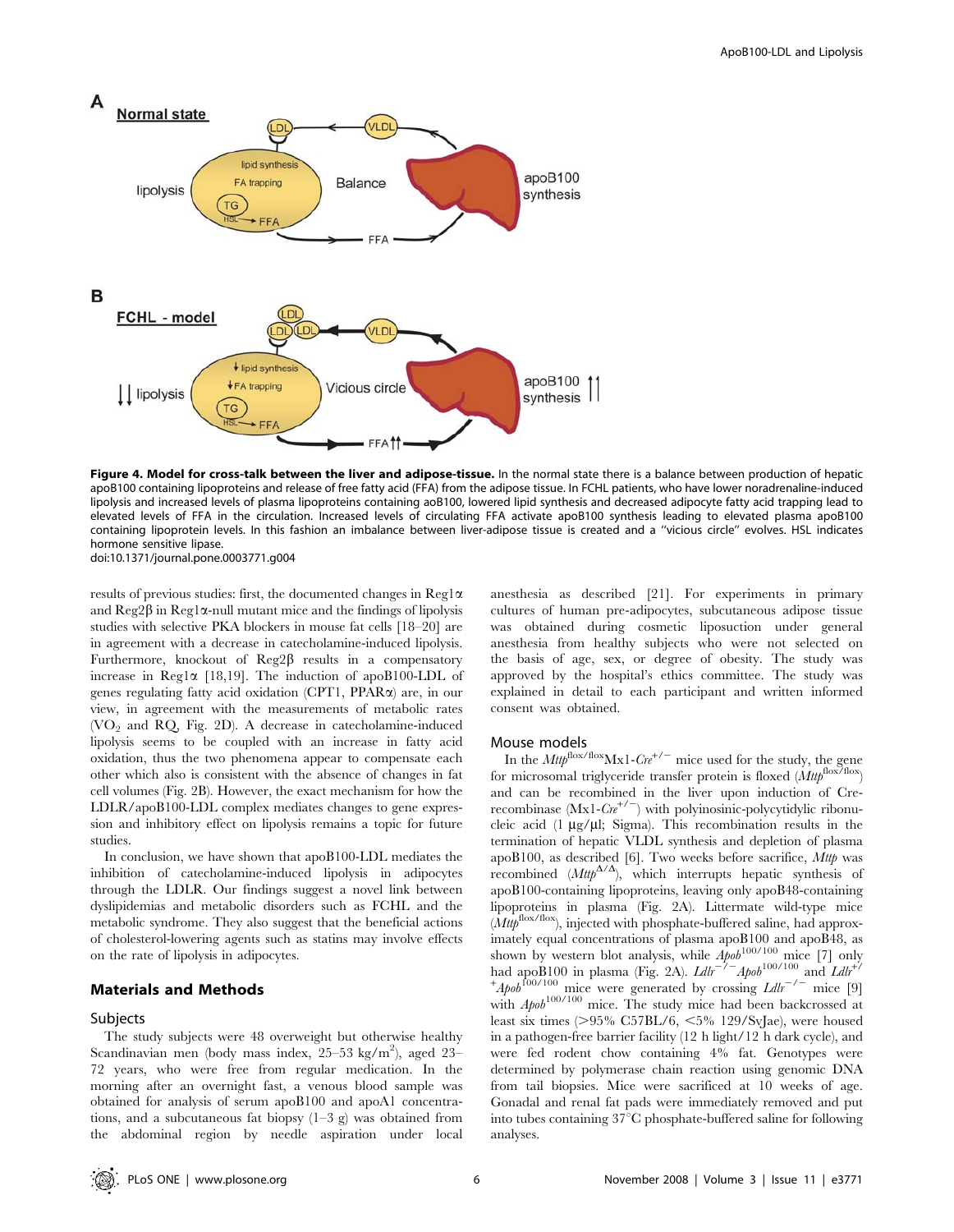**Figure 4. Model for cross-talk between the liver and adipose-tissue.** In the normal state there is a balance between production of hepatic apoB100 containing lipoproteins and release of free fatty acid (FFA) from the adipose tissue. In FCHL patients, who have lower noradrenaline-induced lipolysis and increased levels of plasma lipoproteins containing aoB100, lowered lipid synthesis and decreased adipocyte fatty acid trapping lead to elevated levels of FFA in the circulation. Increased levels of circulating FFA activate apoB100 synthesis leading to elevated plasma apoB100 containing lipoprotein levels. In this fashion an imbalance between liver-adipose tissue is created and a "vicious circle" evolves. HSL indicates hormone sensitive lipase.
doi:10.1371/journal.pone.0003771.g004

results of previous studies: first, the documented changes in Reg1α and Reg2β in Reg1α-null mutant mice and the findings of lipolysis studies with selective PKA blockers in mouse fat cells [18–20] are in agreement with a decrease in catecholamine-induced lipolysis. Furthermore, knockout of Reg2β results in a compensatory increase in Reg1α [18,19]. The induction of apoB100-LDL of genes regulating fatty acid oxidation (CPT1, PPARα) are, in our view, in agreement with the measurements of metabolic rates ($VO_2$ and RQ, Fig. 2D). A decrease in catecholamine-induced lipolysis seems to be coupled with an increase in fatty acid oxidation, thus the two phenomena appear to compensate each other which also is consistent with the absence of changes in fat cell volumes (Fig. 2B). However, the exact mechanism for how the LDLR/apoB100-LDL complex mediates changes to gene expression and inhibitory effect on lipolysis remains a topic for future studies.

In conclusion, we have shown that apoB100-LDL mediates the inhibition of catecholamine-induced lipolysis in adipocytes through the LDLR. Our findings suggest a novel link between dyslipidemias and metabolic disorders such as FCHL and the metabolic syndrome. They also suggest that the beneficial actions of cholesterol-lowering agents such as statins may involve effects on the rate of lipolysis in adipocytes.

## Materials and Methods

### Subjects

The study subjects were 48 overweight but otherwise healthy Scandinavian men (body mass index, 25–53 kg/m$^2$), aged 23–72 years, who were free from regular medication. In the morning after an overnight fast, a venous blood sample was obtained for analysis of serum apoB100 and apoA1 concentrations, and a subcutaneous fat biopsy (1–3 g) was obtained from the abdominal region by needle aspiration under local anesthesia as described [21]. For experiments in primary cultures of human pre-adipocytes, subcutaneous adipose tissue was obtained during cosmetic liposuction under general anesthesia from healthy subjects who were not selected on the basis of age, sex, or degree of obesity. The study was approved by the hospital's ethics committee. The study was explained in detail to each participant and written informed consent was obtained.

### Mouse models

In the *Mttp*$^{flox/flox}$Mx1-*Cre*$^{+/-}$ mice used for the study, the gene for microsomal triglyceride transfer protein is floxed (*Mttp*$^{flox/flox}$) and can be recombined in the liver upon induction of Cre-recombinase (Mx1-*Cre*$^{+/-}$) with polyinosinic-polycytidylic ribonucleic acid (1 µg/µl; Sigma). This recombination results in the termination of hepatic VLDL synthesis and depletion of plasma apoB100, as described [6]. Two weeks before sacrifice, *Mttp* was recombined (*Mttp*$^{\Delta/\Delta}$), which interrupts hepatic synthesis of apoB100-containing lipoproteins, leaving only apoB48-containing lipoproteins in plasma (Fig. 2A). Littermate wild-type mice (*Mttp*$^{flox/flox}$), injected with phosphate-buffered saline, had approximately equal concentrations of plasma apoB100 and apoB48, as shown by western blot analysis, while *Apob*$^{100/100}$ mice [7] only had apoB100 in plasma (Fig. 2A). *Ldlr*$^{-/-}$*Apob*$^{100/100}$ and *Ldlr*$^{+/+}$*Apob*$^{100/100}$ mice were generated by crossing *Ldlr*$^{-/-}$ mice [9] with *Apob*$^{100/100}$ mice. The study mice had been backcrossed at least six times (>95% C57BL/6, <5% 129/SvJae), were housed in a pathogen-free barrier facility (12 h light/12 h dark cycle), and were fed rodent chow containing 4% fat. Genotypes were determined by polymerase chain reaction using genomic DNA from tail biopsies. Mice were sacrificed at 10 weeks of age. Gonadal and renal fat pads were immediately removed and put into tubes containing 37°C phosphate-buffered saline for following analyses.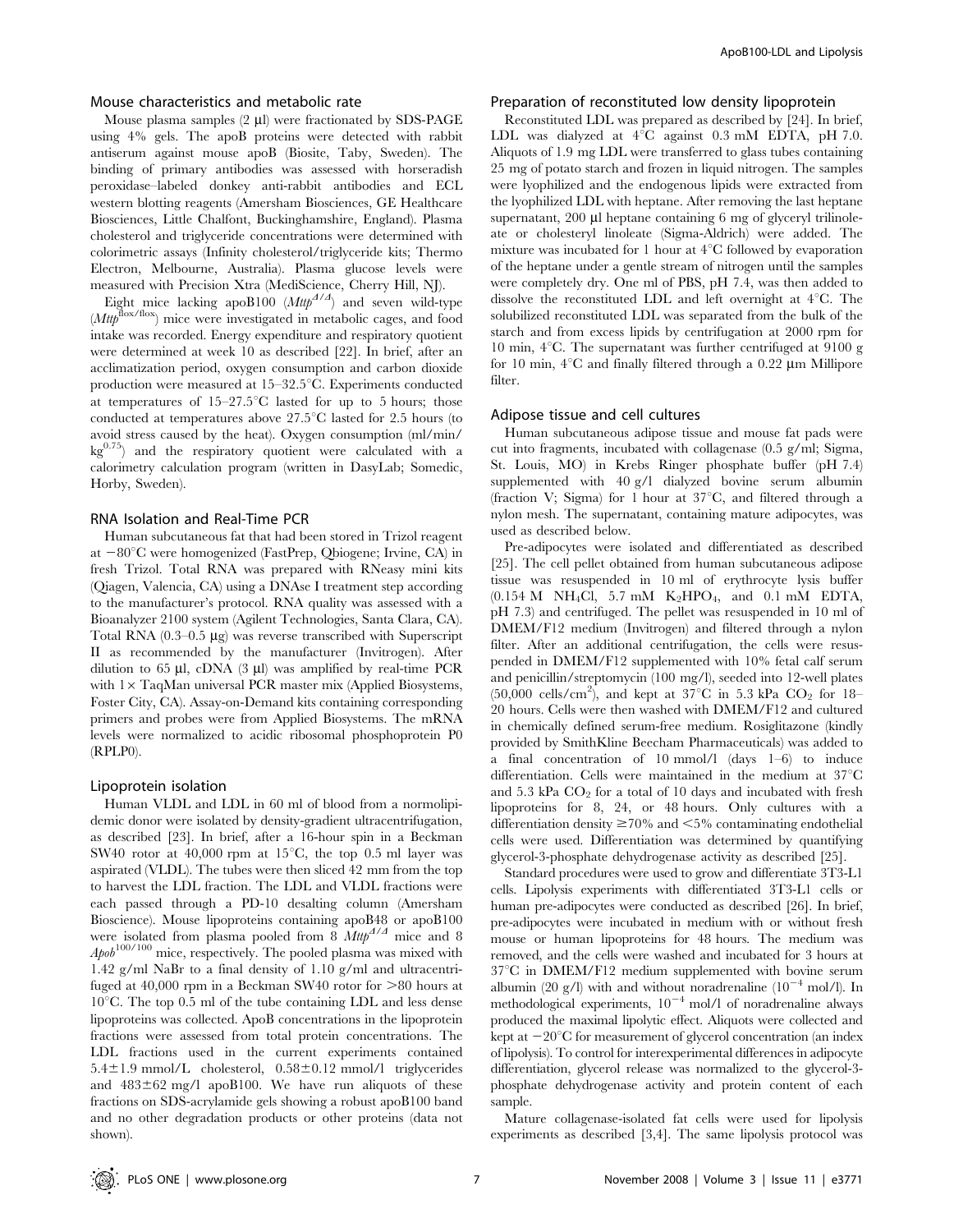### Mouse characteristics and metabolic rate

Mouse plasma samples (2 µl) were fractionated by SDS-PAGE using 4% gels. The apoB proteins were detected with rabbit antiserum against mouse apoB (Biosite, Taby, Sweden). The binding of primary antibodies was assessed with horseradish peroxidase–labeled donkey anti-rabbit antibodies and ECL western blotting reagents (Amersham Biosciences, GE Healthcare Biosciences, Little Chalfont, Buckinghamshire, England). Plasma cholesterol and triglyceride concentrations were determined with colorimetric assays (Infinity cholesterol/triglyceride kits; Thermo Electron, Melbourne, Australia). Plasma glucose levels were measured with Precision Xtra (MediScience, Cherry Hill, NJ).

Eight mice lacking apoB100 ($Mttp^{\Delta/\Delta}$) and seven wild-type ($Mttp^{flox/flox}$) mice were investigated in metabolic cages, and food intake was recorded. Energy expenditure and respiratory quotient were determined at week 10 as described [22]. In brief, after an acclimatization period, oxygen consumption and carbon dioxide production were measured at 15–32.5°C. Experiments conducted at temperatures of 15–27.5°C lasted for up to 5 hours; those conducted at temperatures above 27.5°C lasted for 2.5 hours (to avoid stress caused by the heat). Oxygen consumption (ml/min/$kg^{0.75}$) and the respiratory quotient were calculated with a calorimetry calculation program (written in DasyLab; Somedic, Horby, Sweden).

### RNA Isolation and Real-Time PCR

Human subcutaneous fat that had been stored in Trizol reagent at −80°C were homogenized (FastPrep, Qbiogene; Irvine, CA) in fresh Trizol. Total RNA was prepared with RNeasy mini kits (Qiagen, Valencia, CA) using a DNAse I treatment step according to the manufacturer's protocol. RNA quality was assessed with a Bioanalyzer 2100 system (Agilent Technologies, Santa Clara, CA). Total RNA (0.3–0.5 µg) was reverse transcribed with Superscript II as recommended by the manufacturer (Invitrogen). After dilution to 65 µl, cDNA (3 µl) was amplified by real-time PCR with 1× TaqMan universal PCR master mix (Applied Biosystems, Foster City, CA). Assay-on-Demand kits containing corresponding primers and probes were from Applied Biosystems. The mRNA levels were normalized to acidic ribosomal phosphoprotein P0 (RPLP0).

### Lipoprotein isolation

Human VLDL and LDL in 60 ml of blood from a normolipidemic donor were isolated by density-gradient ultracentrifugation, as described [23]. In brief, after a 16-hour spin in a Beckman SW40 rotor at 40,000 rpm at 15°C, the top 0.5 ml layer was aspirated (VLDL). The tubes were then sliced 42 mm from the top to harvest the LDL fraction. The LDL and VLDL fractions were each passed through a PD-10 desalting column (Amersham Bioscience). Mouse lipoproteins containing apoB48 or apoB100 were isolated from plasma pooled from 8 $Mttp^{\Delta/\Delta}$ mice and 8 $Apob^{100/100}$ mice, respectively. The pooled plasma was mixed with 1.42 g/ml NaBr to a final density of 1.10 g/ml and ultracentrifuged at 40,000 rpm in a Beckman SW40 rotor for >80 hours at 10°C. The top 0.5 ml of the tube containing LDL and less dense lipoproteins was collected. ApoB concentrations in the lipoprotein fractions were assessed from total protein concentrations. The LDL fractions used in the current experiments contained 5.4±1.9 mmol/L cholesterol, 0.58±0.12 mmol/l triglycerides and 483±62 mg/l apoB100. We have run aliquots of these fractions on SDS-acrylamide gels showing a robust apoB100 band and no other degradation products or other proteins (data not shown).

### Preparation of reconstituted low density lipoprotein

Reconstituted LDL was prepared as described by [24]. In brief, LDL was dialyzed at 4°C against 0.3 mM EDTA, pH 7.0. Aliquots of 1.9 mg LDL were transferred to glass tubes containing 25 mg of potato starch and frozen in liquid nitrogen. The samples were lyophilized and the endogenous lipids were extracted from the lyophilized LDL with heptane. After removing the last heptane supernatant, 200 µl heptane containing 6 mg of glyceryl trilinoleate or cholesteryl linoleate (Sigma-Aldrich) were added. The mixture was incubated for 1 hour at 4°C followed by evaporation of the heptane under a gentle stream of nitrogen until the samples were completely dry. One ml of PBS, pH 7.4, was then added to dissolve the reconstituted LDL and left overnight at 4°C. The solubilized reconstituted LDL was separated from the bulk of the starch and from excess lipids by centrifugation at 2000 rpm for 10 min, 4°C. The supernatant was further centrifuged at 9100 g for 10 min, 4°C and finally filtered through a 0.22 µm Millipore filter.

### Adipose tissue and cell cultures

Human subcutaneous adipose tissue and mouse fat pads were cut into fragments, incubated with collagenase (0.5 g/ml; Sigma, St. Louis, MO) in Krebs Ringer phosphate buffer (pH 7.4) supplemented with 40 g/l dialyzed bovine serum albumin (fraction V; Sigma) for 1 hour at 37°C, and filtered through a nylon mesh. The supernatant, containing mature adipocytes, was used as described below.

Pre-adipocytes were isolated and differentiated as described [25]. The cell pellet obtained from human subcutaneous adipose tissue was resuspended in 10 ml of erythrocyte lysis buffer (0.154 M $NH_4Cl$, 5.7 mM $K_2HPO_4$, and 0.1 mM EDTA, pH 7.3) and centrifuged. The pellet was resuspended in 10 ml of DMEM/F12 medium (Invitrogen) and filtered through a nylon filter. After an additional centrifugation, the cells were resuspended in DMEM/F12 supplemented with 10% fetal calf serum and penicillin/streptomycin (100 mg/l), seeded into 12-well plates (50,000 cells/$cm^2$), and kept at 37°C in 5.3 kPa $CO_2$ for 18–20 hours. Cells were then washed with DMEM/F12 and cultured in chemically defined serum-free medium. Rosiglitazone (kindly provided by SmithKline Beecham Pharmaceuticals) was added to a final concentration of 10 mmol/l (days 1–6) to induce differentiation. Cells were maintained in the medium at 37°C and 5.3 kPa $CO_2$ for a total of 10 days and incubated with fresh lipoproteins for 8, 24, or 48 hours. Only cultures with a differentiation density ≥70% and <5% contaminating endothelial cells were used. Differentiation was determined by quantifying glycerol-3-phosphate dehydrogenase activity as described [25].

Standard procedures were used to grow and differentiate 3T3-L1 cells. Lipolysis experiments with differentiated 3T3-L1 cells or human pre-adipocytes were conducted as described [26]. In brief, pre-adipocytes were incubated in medium with or without fresh mouse or human lipoproteins for 48 hours. The medium was removed, and the cells were washed and incubated for 3 hours at 37°C in DMEM/F12 medium supplemented with bovine serum albumin (20 g/l) with and without noradrenaline ($10^{-4}$ mol/l). In methodological experiments, $10^{-4}$ mol/l of noradrenaline always produced the maximal lipolytic effect. Aliquots were collected and kept at −20°C for measurement of glycerol concentration (an index of lipolysis). To control for interexperimental differences in adipocyte differentiation, glycerol release was normalized to the glycerol-3-phosphate dehydrogenase activity and protein content of each sample.

Mature collagenase-isolated fat cells were used for lipolysis experiments as described [3,4]. The same lipolysis protocol was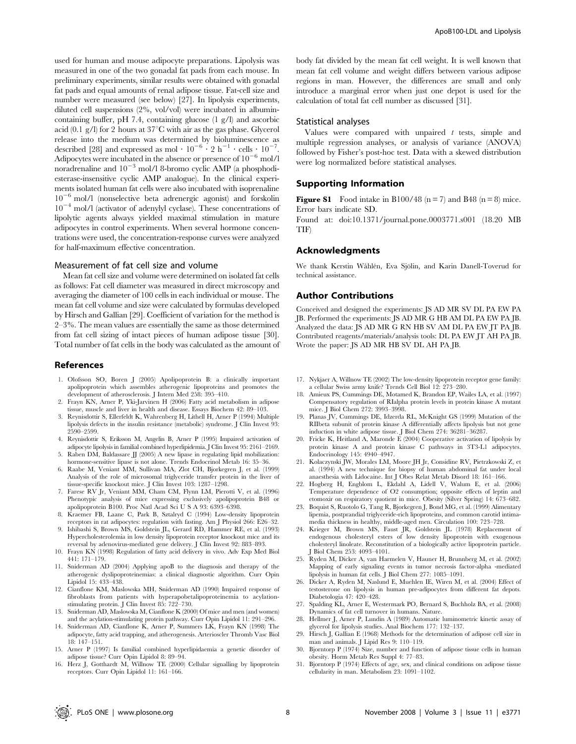used for human and mouse adipocyte preparations. Lipolysis was measured in one of the two gonadal fat pads from each mouse. In preliminary experiments, similar results were obtained with gonadal fat pads and equal amounts of renal adipose tissue. Fat-cell size and number were measured (see below) [27]. In lipolysis experiments, diluted cell suspensions (2%, vol/vol) were incubated in albumin-containing buffer, pH 7.4, containing glucose (1 g/l) and ascorbic acid (0.1 g/l) for 2 hours at 37°C with air as the gas phase. Glycerol release into the medium was determined by bioluminescence as described [28] and expressed as mol $\cdot$ $10^{-6}$ $\cdot$ 2 $h^{-1}$ $\cdot$ cells $\cdot$ $10^{-7}$. Adipocytes were incubated in the absence or presence of $10^{-6}$ mol/l noradrenaline and $10^{-3}$ mol/l 8-bromo cyclic AMP (a phosphodiesterase-insensitive cyclic AMP analogue). In the clinical experiments isolated human fat cells were also incubated with isoprenaline $10^{-6}$ mol/l (nonselective beta adrenergic agonist) and forskolin $10^{-4}$ mol/l (activator of adenylyl cyclase). These concentrations of lipolytic agents always yielded maximal stimulation in mature adipocytes in control experiments. When several hormone concentrations were used, the concentration-response curves were analyzed for half-maximum effective concentration.

### Measurement of fat cell size and volume

Mean fat cell size and volume were determined on isolated fat cells as follows: Fat cell diameter was measured in direct microscopy and averaging the diameter of 100 cells in each individual or mouse. The mean fat cell volume and size were calculated by formulas developed by Hirsch and Gallian [29]. Coefficient of variation for the method is 2–3%. The mean values are essentially the same as those determined from fat cell sizing of intact pieces of human adipose tissue [30]. Total number of fat cells in the body was calculated as the amount of body fat divided by the mean fat cell weight. It is well known that mean fat cell volume and weight differs between various adipose regions in man. However, the differences are small and only introduce a marginal error when just one depot is used for the calculation of total fat cell number as discussed [31].

### Statistical analyses

Values were compared with unpaired *t* tests, simple and multiple regression analyses, or analysis of variance (ANOVA) followed by Fisher's post-hoc test. Data with a skewed distribution were log normalized before statistical analyses.

## Supporting Information

**Figure S1** Food intake in B100/48 (n = 7) and B48 (n = 8) mice. Error bars indicate SD.

Found at: doi:10.1371/journal.pone.0003771.s001 (18.20 MB TIF)

## Acknowledgments

We thank Kerstin Wåhlén, Eva Sjölin, and Karin Danell-Toverud for technical assistance.

## Author Contributions

Conceived and designed the experiments: JS AD MR SV DL PA EW PA JB. Performed the experiments: JS AD MR G HB AM DL PA EW PA JB. Analyzed the data: JS AD MR G RN HB SV AM DL PA EW JT PA JB. Contributed reagents/materials/analysis tools: DL PA EW JT AH PA JB. Wrote the paper: JS AD MR HB SV DL AH PA JB.

## References

1. Olofsson SO, Boren J (2005) Apolipoprotein B: a clinically important apolipoprotein which assembles atherogenic lipoproteins and promotes the development of atherosclerosis. J Intern Med 258: 395–410.
2. Frayn KN, Arner P, Yki-Jarvinen H (2006) Fatty acid metabolism in adipose tissue, muscle and liver in health and disease. Essays Biochem 42: 89–103.
3. Reynisdottir S, Ellerfeldt K, Wahrenberg H, Lithell H, Arner P (1994) Multiple lipolysis defects in the insulin resistance (metabolic) syndrome. J Clin Invest 93: 2590–2599.
4. Reynisdottir S, Eriksson M, Angelin B, Arner P (1995) Impaired activation of adipocyte lipolysis in familial combined hyperlipidemia. J Clin Invest 95: 2161–2169.
5. Raben DM, Baldassare JJ (2005) A new lipase in regulating lipid mobilization: hormone-sensitive lipase is not alone. Trends Endocrinol Metab 16: 35–36.
6. Raabe M, Veniant MM, Sullivan MA, Zlot CH, Bjorkegren J, et al. (1999) Analysis of the role of microsomal triglyceride transfer protein in the liver of tissue-specific knockout mice. J Clin Invest 103: 1287–1298.
7. Farese RV Jr, Veniant MM, Cham CM, Flynn LM, Pierotti V, et al. (1996) Phenotypic analysis of mice expressing exclusively apolipoprotein B48 or apolipoprotein B100. Proc Natl Acad Sci U S A 93: 6393–6398.
8. Kraemer FB, Laane C, Park B, Sztalryd C (1994) Low-density lipoprotein receptors in rat adipocytes: regulation with fasting. Am J Physiol 266: E26–32.
9. Ishibashi S, Brown MS, Goldstein JL, Gerard RD, Hammer RE, et al. (1993) Hypercholesterolemia in low density lipoprotein receptor knockout mice and its reversal by adenovirus-mediated gene delivery. J Clin Invest 92: 883–893.
10. Frayn KN (1998) Regulation of fatty acid delivery in vivo. Adv Exp Med Biol 441: 171–179.
11. Sniderman AD (2004) Applying apoB to the diagnosis and therapy of the atherogenic dyslipoproteinemias: a clinical diagnostic algorithm. Curr Opin Lipidol 15: 433–438.
12. Cianflone KM, Maslowska MH, Sniderman AD (1990) Impaired response of fibroblasts from patients with hyperapobetalipoproteinemia to acylation-stimulating protein. J Clin Invest 85: 722–730.
13. Sniderman AD, Maslowska M, Cianflone K (2000) Of mice and men (and women) and the acylation-stimulating protein pathway. Curr Opin Lipidol 11: 291–296.
14. Sniderman AD, Cianflone K, Arner P, Summers LK, Frayn KN (1998) The adipocyte, fatty acid trapping, and atherogenesis. Arterioscler Thromb Vasc Biol 18: 147–151.
15. Arner P (1997) Is familial combined hyperlipidaemia a genetic disorder of adipose tissue? Curr Opin Lipidol 8: 89–94.
16. Herz J, Gotthardt M, Willnow TE (2000) Cellular signalling by lipoprotein receptors. Curr Opin Lipidol 11: 161–166.
17. Nykjaer A, Willnow TE (2002) The low-density lipoprotein receptor gene family: a cellular Swiss army knife? Trends Cell Biol 12: 273–280.
18. Amieux PS, Cummings DE, Motamed K, Brandon EP, Wailes LA, et al. (1997) Compensatory regulation of RIalpha protein levels in protein kinase A mutant mice. J Biol Chem 272: 3993–3998.
19. Planas JV, Cummings DE, Idzerda RL, McKnight GS (1999) Mutation of the RIIbeta subunit of protein kinase A differentially affects lipolysis but not gene induction in white adipose tissue. J Biol Chem 274: 36281–36287.
20. Fricke K, Heitland A, Maronde E (2004) Cooperative activation of lipolysis by protein kinase A and protein kinase C pathways in 3T3-L1 adipocytes. Endocrinology 145: 4940–4947.
21. Kolaczynski JW, Morales LM, Moore JH Jr, Considine RV, Pietrzkowski Z, et al. (1994) A new technique for biopsy of human abdominal fat under local anaesthesia with Lidocaine. Int J Obes Relat Metab Disord 18: 161–166.
22. Hogberg H, Engblom L, Ekdahl A, Lidell V, Walum E, et al. (2006) Temperature dependence of O2 consumption; opposite effects of leptin and etomoxir on respiratory quotient in mice. Obesity (Silver Spring) 14: 673–682.
23. Boquist S, Ruotolo G, Tang R, Bjorkegren J, Bond MG, et al. (1999) Alimentary lipemia, postprandial triglyceride-rich lipoproteins, and common carotid intima-media thickness in healthy, middle-aged men. Circulation 100: 723–728.
24. Krieger M, Brown MS, Faust JR, Goldstein JL (1978) Replacement of endogenous cholesteryl esters of low density lipoprotein with exogenous cholesteryl linoleate. Reconstitution of a biologically active lipoprotein particle. J Biol Chem 253: 4093–4101.
25. Ryden M, Dicker A, van Harmelen V, Hauner H, Brunnberg M, et al. (2002) Mapping of early signaling events in tumor necrosis factor-alpha -mediated lipolysis in human fat cells. J Biol Chem 277: 1085–1091.
26. Dicker A, Ryden M, Naslund E, Muehlen IE, Wiren M, et al. (2004) Effect of testosterone on lipolysis in human pre-adipocytes from different fat depots. Diabetologia 47: 420–428.
27. Spalding KL, Arner E, Westermark PO, Bernard S, Buchholz BA, et al. (2008) Dynamics of fat cell turnover in humans. Nature.
28. Hellmer J, Arner P, Lundin A (1989) Automatic luminometric kinetic assay of glycerol for lipolysis studies. Anal Biochem 177: 132–137.
29. Hirsch J, Gallian E (1968) Methods for the determination of adipose cell size in man and animals. J Lipid Res 9: 110–119.
30. Bjorntorp P (1974) Size, number and function of adipose tissue cells in human obesity. Horm Metab Res Suppl 4: 77–83.
31. Bjorntorp P (1974) Effects of age, sex, and clinical conditions on adipose tissue cellularity in man. Metabolism 23: 1091–1102.